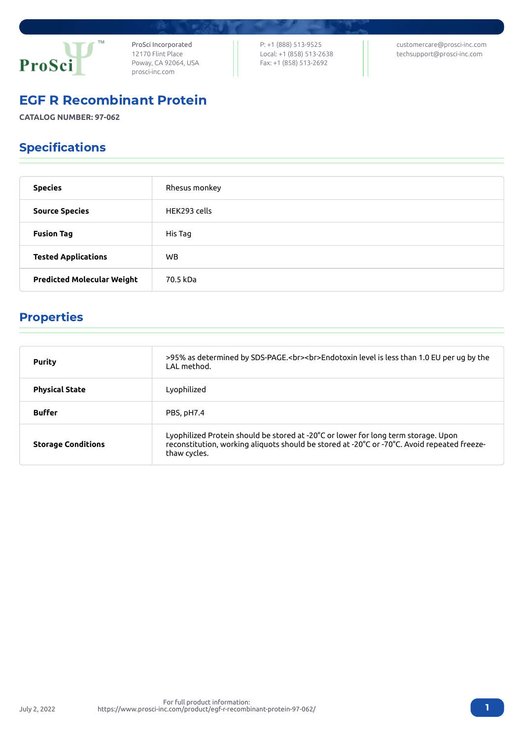ProSci Incorporated
12170 Flint Place
Poway, CA 92064, USA
prosci-inc.com

P: +1 (888) 513-9525
Local: +1 (858) 513-2638
Fax: +1 (858) 513-2692

customercare@prosci-inc.com
techsupport@prosci-inc.com

# EGF R Recombinant Protein

**CATALOG NUMBER: 97-062**

## Specifications

| | |
|---|---|
| **Species** | Rhesus monkey |
| **Source Species** | HEK293 cells |
| **Fusion Tag** | His Tag |
| **Tested Applications** | WB |
| **Predicted Molecular Weight** | 70.5 kDa |

## Properties

| | |
|---|---|
| **Purity** | >95% as determined by SDS-PAGE.<br><br>Endotoxin level is less than 1.0 EU per ug by the LAL method. |
| **Physical State** | Lyophilized |
| **Buffer** | PBS, pH7.4 |
| **Storage Conditions** | Lyophilized Protein should be stored at -20˚C or lower for long term storage. Upon reconstitution, working aliquots should be stored at -20˚C or -70˚C. Avoid repeated freeze-thaw cycles. |

July 2, 2022

For full product information:
https://www.prosci-inc.com/product/egf-r-recombinant-protein-97-062/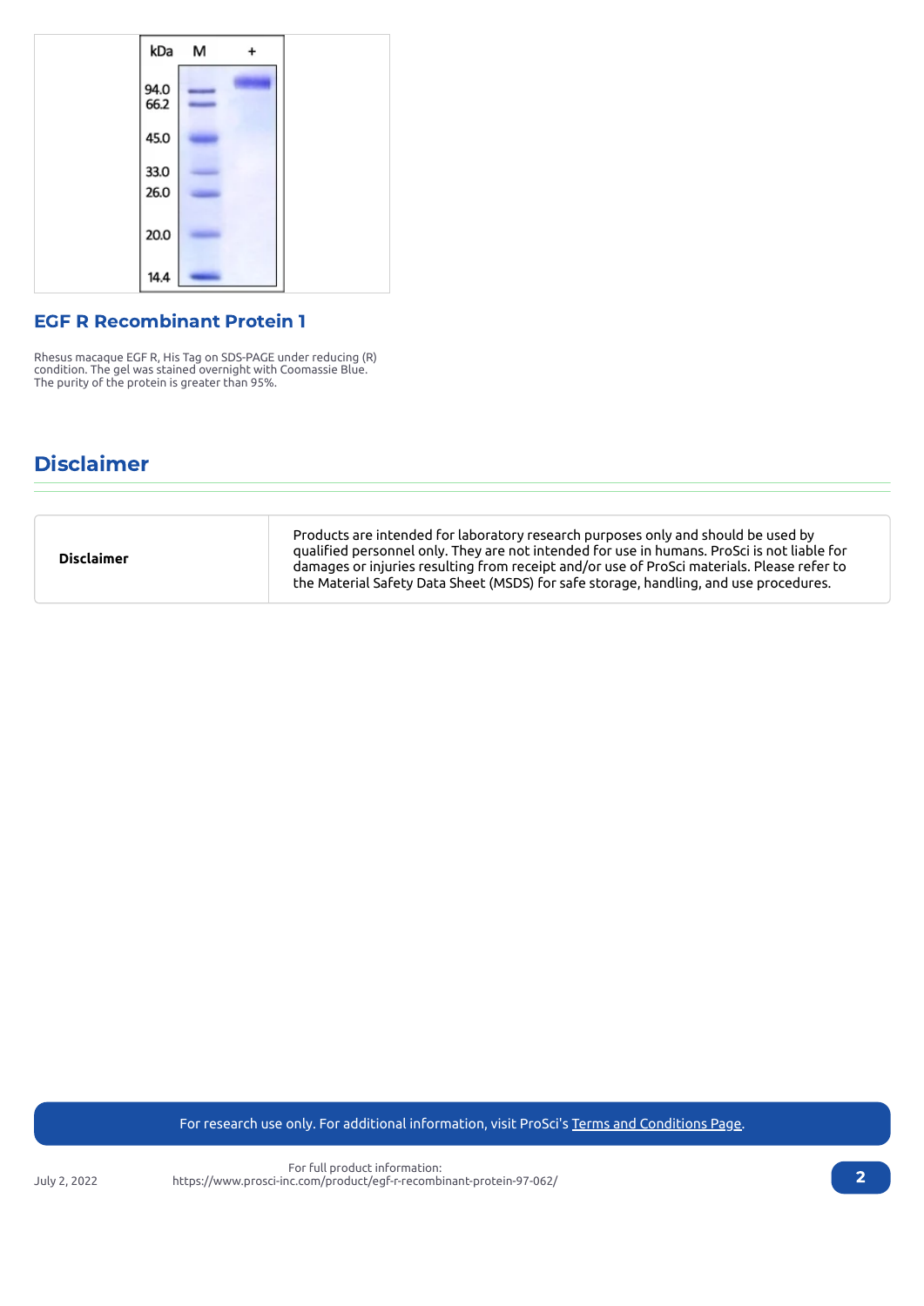kDa M +

94.0
66.2
45.0
33.0
26.0
20.0
14.4

### EGF R Recombinant Protein 1

Rhesus macaque EGF R, His Tag on SDS-PAGE under reducing (R) condition. The gel was stained overnight with Coomassie Blue. The purity of the protein is greater than 95%.

## Disclaimer

| | |
|---|---|
| **Disclaimer** | Products are intended for laboratory research purposes only and should be used by qualified personnel only. They are not intended for use in humans. ProSci is not liable for damages or injuries resulting from receipt and/or use of ProSci materials. Please refer to the Material Safety Data Sheet (MSDS) for safe storage, handling, and use procedures. |

For research use only. For additional information, visit ProSci's Terms and Conditions Page.

July 2, 2022

For full product information:
https://www.prosci-inc.com/product/egf-r-recombinant-protein-97-062/